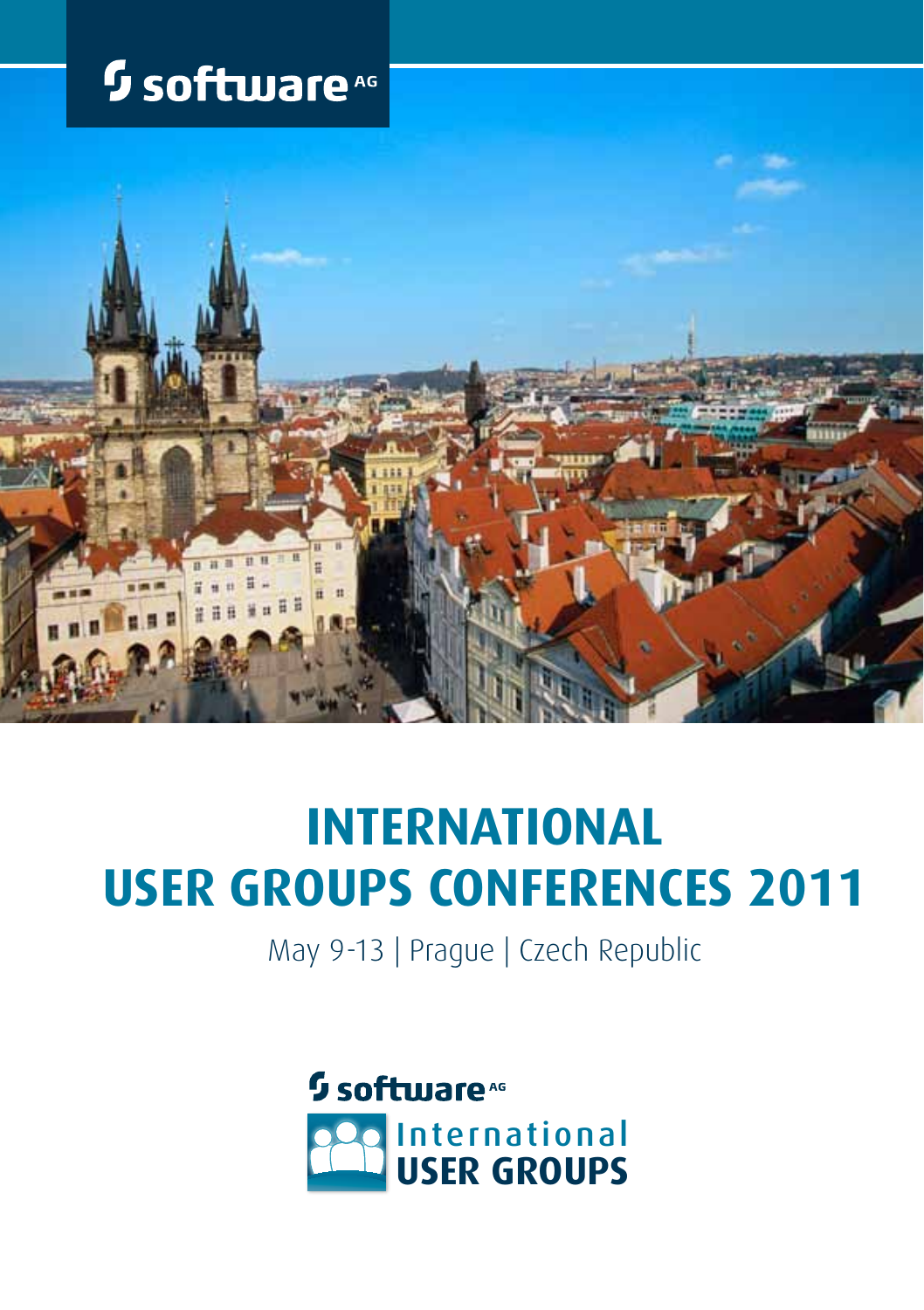software AG

# INTERNATIONAL USER GROUPS CONFERENCES 2011

May 9-13 | Prague | Czech Republic

software AG

International **USER GROUPS**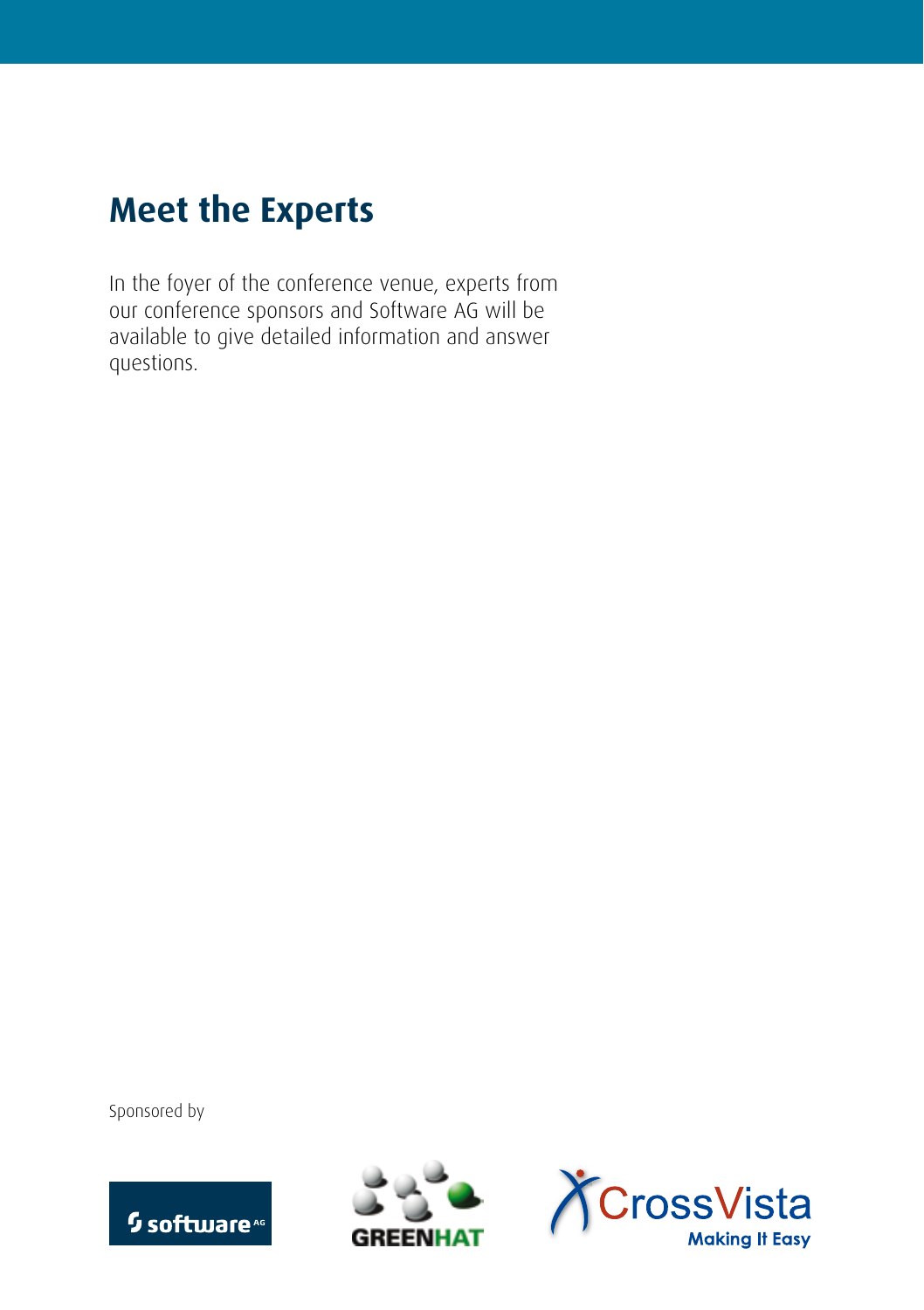## Meet the Experts

In the foyer of the conference venue, experts from our conference sponsors and Software AG will be available to give detailed information and answer questions.

Sponsored by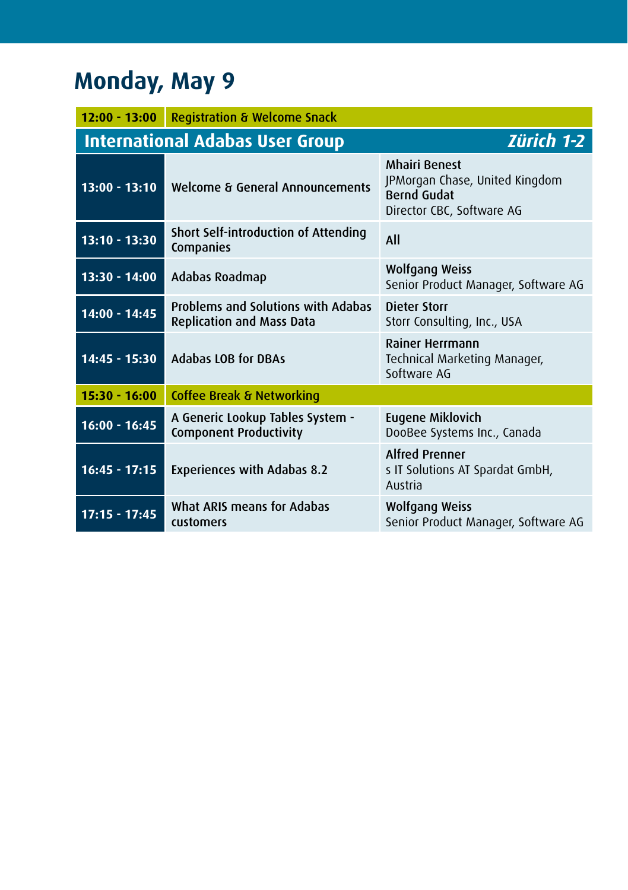# Monday, May 9

| 12:00 - 13:00 | Registration & Welcome Snack | |
|---|---|---|
| **International Adabas User Group** | | ***Zürich 1-2*** |
| 13:00 - 13:10 | Welcome & General Announcements | **Mhairi Benest**<br>JPMorgan Chase, United Kingdom<br>**Bernd Gudat**<br>Director CBC, Software AG |
| 13:10 - 13:30 | Short Self-introduction of Attending Companies | **All** |
| 13:30 - 14:00 | Adabas Roadmap | **Wolfgang Weiss**<br>Senior Product Manager, Software AG |
| 14:00 - 14:45 | Problems and Solutions with Adabas Replication and Mass Data | **Dieter Storr**<br>Storr Consulting, Inc., USA |
| 14:45 - 15:30 | Adabas LOB for DBAs | **Rainer Herrmann**<br>Technical Marketing Manager, Software AG |
| 15:30 - 16:00 | Coffee Break & Networking | |
| 16:00 - 16:45 | A Generic Lookup Tables System - Component Productivity | **Eugene Miklovich**<br>DooBee Systems Inc., Canada |
| 16:45 - 17:15 | Experiences with Adabas 8.2 | **Alfred Prenner**<br>s IT Solutions AT Spardat GmbH, Austria |
| 17:15 - 17:45 | What ARIS means for Adabas customers | **Wolfgang Weiss**<br>Senior Product Manager, Software AG |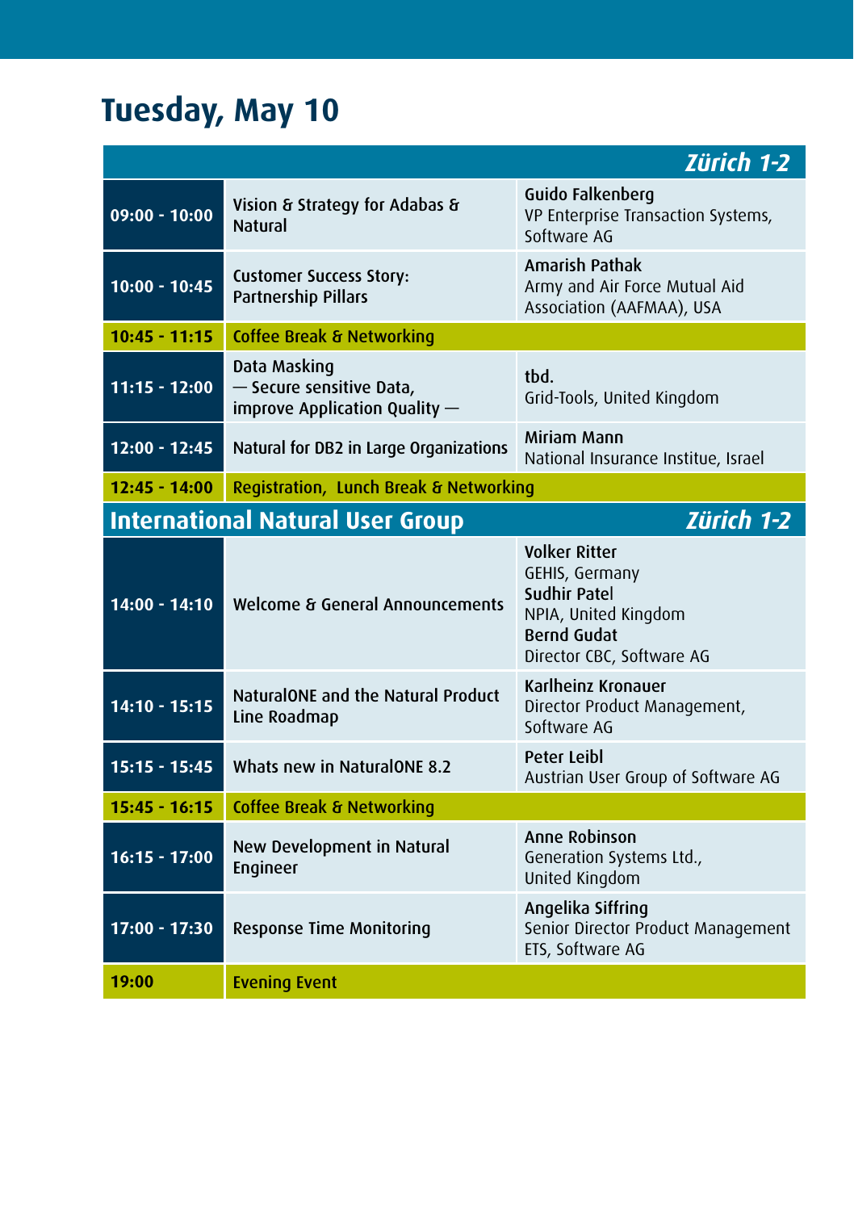# Tuesday, May 10

| | | Zürich 1-2 |
|---|---|---|
| **09:00 - 10:00** | Vision & Strategy for Adabas & Natural | **Guido Falkenberg**<br>VP Enterprise Transaction Systems, Software AG |
| **10:00 - 10:45** | Customer Success Story: Partnership Pillars | **Amarish Pathak**<br>Army and Air Force Mutual Aid Association (AAFMAA), USA |
| **10:45 - 11:15** | Coffee Break & Networking | |
| **11:15 - 12:00** | Data Masking<br>— Secure sensitive Data, improve Application Quality — | **tbd.**<br>Grid-Tools, United Kingdom |
| **12:00 - 12:45** | Natural for DB2 in Large Organizations | **Miriam Mann**<br>National Insurance Institue, Israel |
| **12:45 - 14:00** | Registration,  Lunch Break & Networking | |
| **International Natural User Group** | | **Zürich 1-2** |
| **14:00 - 14:10** | Welcome & General Announcements | **Volker Ritter**<br>GEHIS, Germany<br>**Sudhir Patel**<br>NPIA, United Kingdom<br>**Bernd Gudat**<br>Director CBC, Software AG |
| **14:10 - 15:15** | NaturalONE and the Natural Product Line Roadmap | **Karlheinz Kronauer**<br>Director Product Management, Software AG |
| **15:15 - 15:45** | Whats new in NaturalONE 8.2 | **Peter Leibl**<br>Austrian User Group of Software AG |
| **15:45 - 16:15** | Coffee Break & Networking | |
| **16:15 - 17:00** | New Development in Natural Engineer | **Anne Robinson**<br>Generation Systems Ltd., United Kingdom |
| **17:00 - 17:30** | Response Time Monitoring | **Angelika Siffring**<br>Senior Director Product Management ETS, Software AG |
| **19:00** | Evening Event | |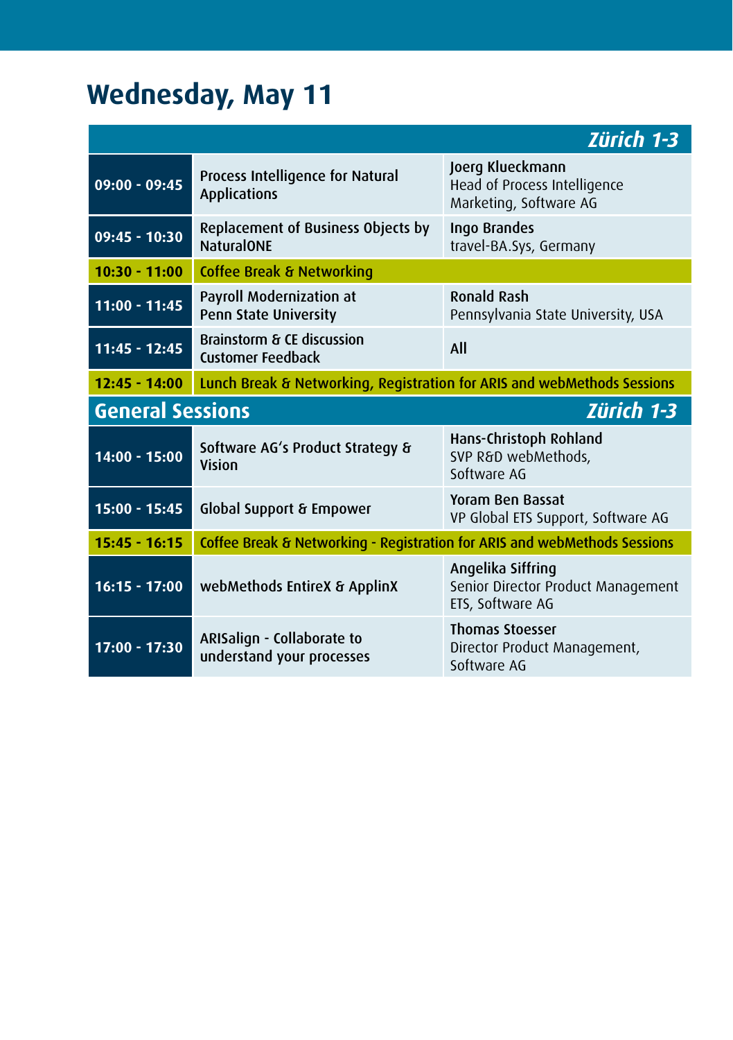# Wednesday, May 11

| | | *Zürich 1-3* |
|---|---|---|
| **09:00 - 09:45** | Process Intelligence for Natural Applications | Joerg Klueckmann<br>Head of Process Intelligence Marketing, Software AG |
| **09:45 - 10:30** | Replacement of Business Objects by NaturalONE | Ingo Brandes<br>travel-BA.Sys, Germany |
| **10:30 - 11:00** | Coffee Break & Networking | |
| **11:00 - 11:45** | Payroll Modernization at Penn State University | Ronald Rash<br>Pennsylvania State University, USA |
| **11:45 - 12:45** | Brainstorm & CE discussion Customer Feedback | All |
| **12:45 - 14:00** | Lunch Break & Networking, Registration for ARIS and webMethods Sessions | |
| **General Sessions** | | *Zürich 1-3* |
| **14:00 - 15:00** | Software AG's Product Strategy & Vision | Hans-Christoph Rohland<br>SVP R&D webMethods, Software AG |
| **15:00 - 15:45** | Global Support & Empower | Yoram Ben Bassat<br>VP Global ETS Support, Software AG |
| **15:45 - 16:15** | Coffee Break & Networking - Registration for ARIS and webMethods Sessions | |
| **16:15 - 17:00** | webMethods EntireX & ApplinX | Angelika Siffring<br>Senior Director Product Management ETS, Software AG |
| **17:00 - 17:30** | ARISalign - Collaborate to understand your processes | Thomas Stoesser<br>Director Product Management, Software AG |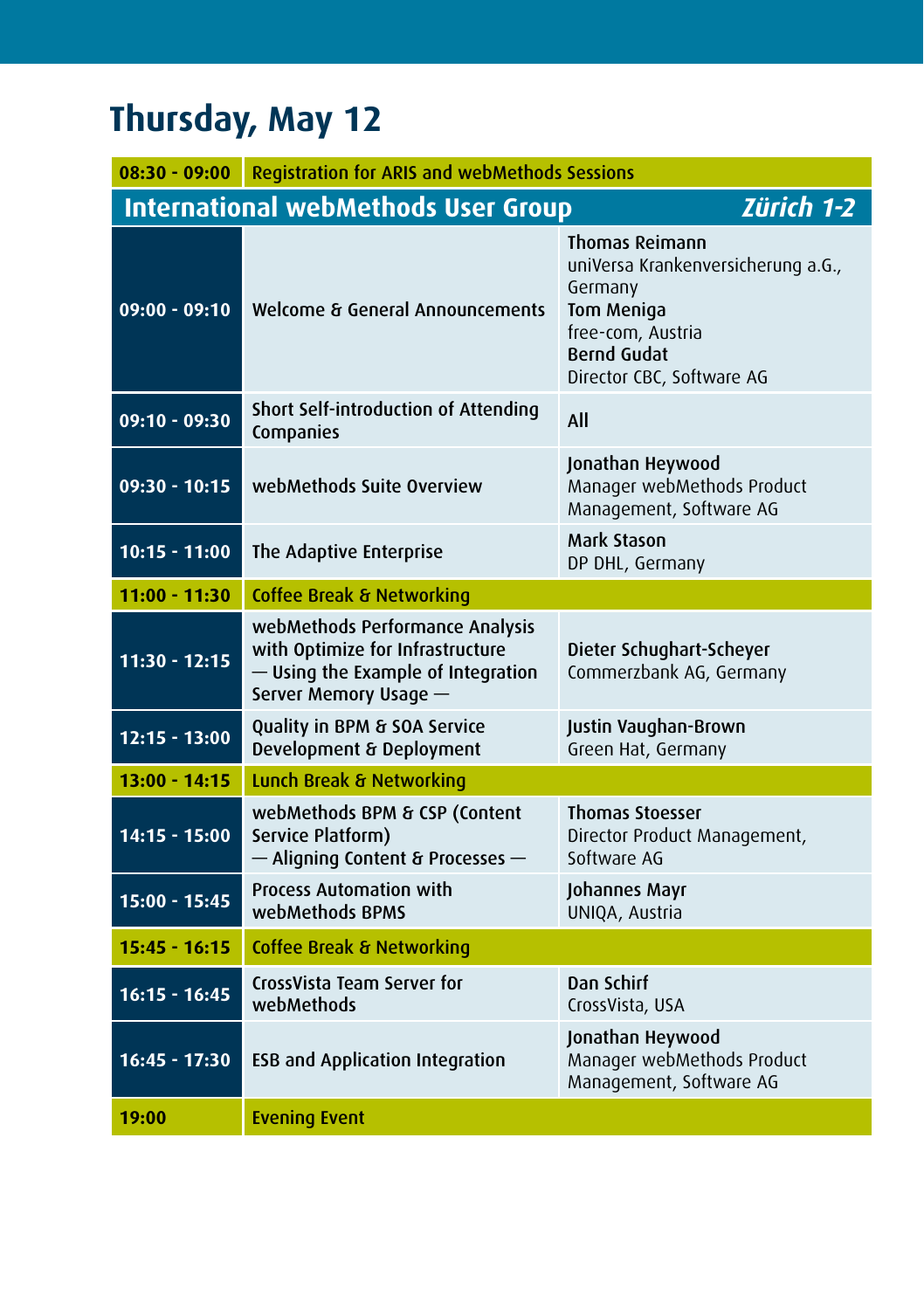# Thursday, May 12

| Time | Session | Speaker |
|---|---|---|
| **08:30 - 09:00** | Registration for ARIS and webMethods Sessions | |
| **International webMethods User Group** | | ***Zürich 1-2*** |
| **09:00 - 09:10** | Welcome & General Announcements | **Thomas Reimann** uniVersa Krankenversicherung a.G., Germany **Tom Meniga** free-com, Austria **Bernd Gudat** Director CBC, Software AG |
| **09:10 - 09:30** | Short Self-introduction of Attending Companies | All |
| **09:30 - 10:15** | webMethods Suite Overview | **Jonathan Heywood** Manager webMethods Product Management, Software AG |
| **10:15 - 11:00** | The Adaptive Enterprise | **Mark Stason** DP DHL, Germany |
| **11:00 - 11:30** | Coffee Break & Networking | |
| **11:30 - 12:15** | webMethods Performance Analysis with Optimize for Infrastructure — Using the Example of Integration Server Memory Usage — | **Dieter Schughart-Scheyer** Commerzbank AG, Germany |
| **12:15 - 13:00** | Quality in BPM & SOA Service Development & Deployment | **Justin Vaughan-Brown** Green Hat, Germany |
| **13:00 - 14:15** | Lunch Break & Networking | |
| **14:15 - 15:00** | webMethods BPM & CSP (Content Service Platform) — Aligning Content & Processes — | **Thomas Stoesser** Director Product Management, Software AG |
| **15:00 - 15:45** | Process Automation with webMethods BPMS | **Johannes Mayr** UNIQA, Austria |
| **15:45 - 16:15** | Coffee Break & Networking | |
| **16:15 - 16:45** | CrossVista Team Server for webMethods | **Dan Schirf** CrossVista, USA |
| **16:45 - 17:30** | ESB and Application Integration | **Jonathan Heywood** Manager webMethods Product Management, Software AG |
| **19:00** | Evening Event | |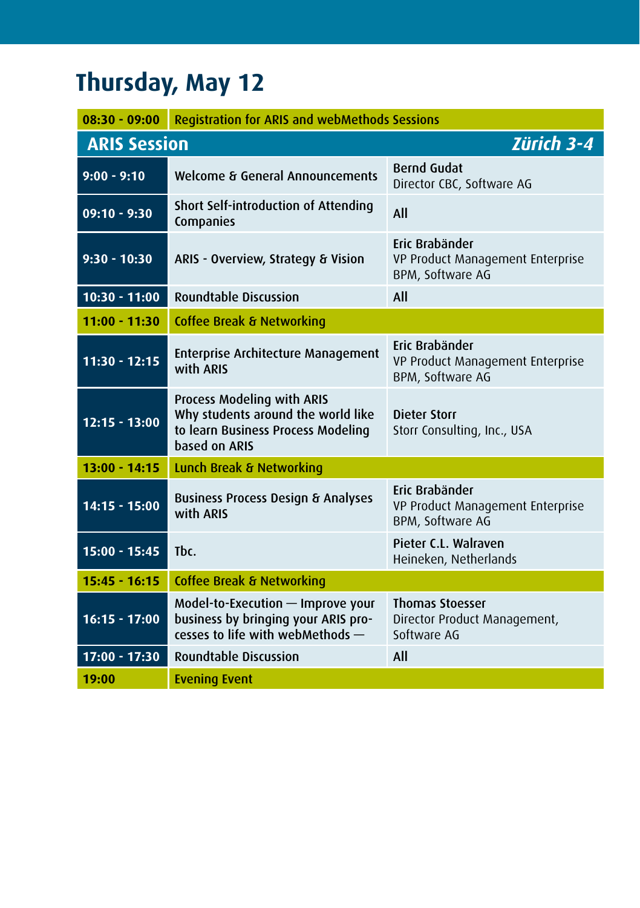# Thursday, May 12

| Time | Session | Speaker |
| --- | --- | --- |
| 08:30 - 09:00 | Registration for ARIS and webMethods Sessions | |
| **ARIS Session** | | ***Zürich 3-4*** |
| 9:00 - 9:10 | Welcome & General Announcements | Bernd Gudat<br>Director CBC, Software AG |
| 09:10 - 9:30 | Short Self-introduction of Attending Companies | All |
| 9:30 - 10:30 | ARIS - Overview, Strategy & Vision | Eric Brabänder<br>VP Product Management Enterprise BPM, Software AG |
| 10:30 - 11:00 | Roundtable Discussion | All |
| 11:00 - 11:30 | Coffee Break & Networking | |
| 11:30 - 12:15 | Enterprise Architecture Management with ARIS | Eric Brabänder<br>VP Product Management Enterprise BPM, Software AG |
| 12:15 - 13:00 | Process Modeling with ARIS<br>Why students around the world like to learn Business Process Modeling based on ARIS | Dieter Storr<br>Storr Consulting, Inc., USA |
| 13:00 - 14:15 | Lunch Break & Networking | |
| 14:15 - 15:00 | Business Process Design & Analyses with ARIS | Eric Brabänder<br>VP Product Management Enterprise BPM, Software AG |
| 15:00 - 15:45 | Tbc. | Pieter C.L. Walraven<br>Heineken, Netherlands |
| 15:45 - 16:15 | Coffee Break & Networking | |
| 16:15 - 17:00 | Model-to-Execution — Improve your business by bringing your ARIS processes to life with webMethods — | Thomas Stoesser<br>Director Product Management, Software AG |
| 17:00 - 17:30 | Roundtable Discussion | All |
| 19:00 | Evening Event | |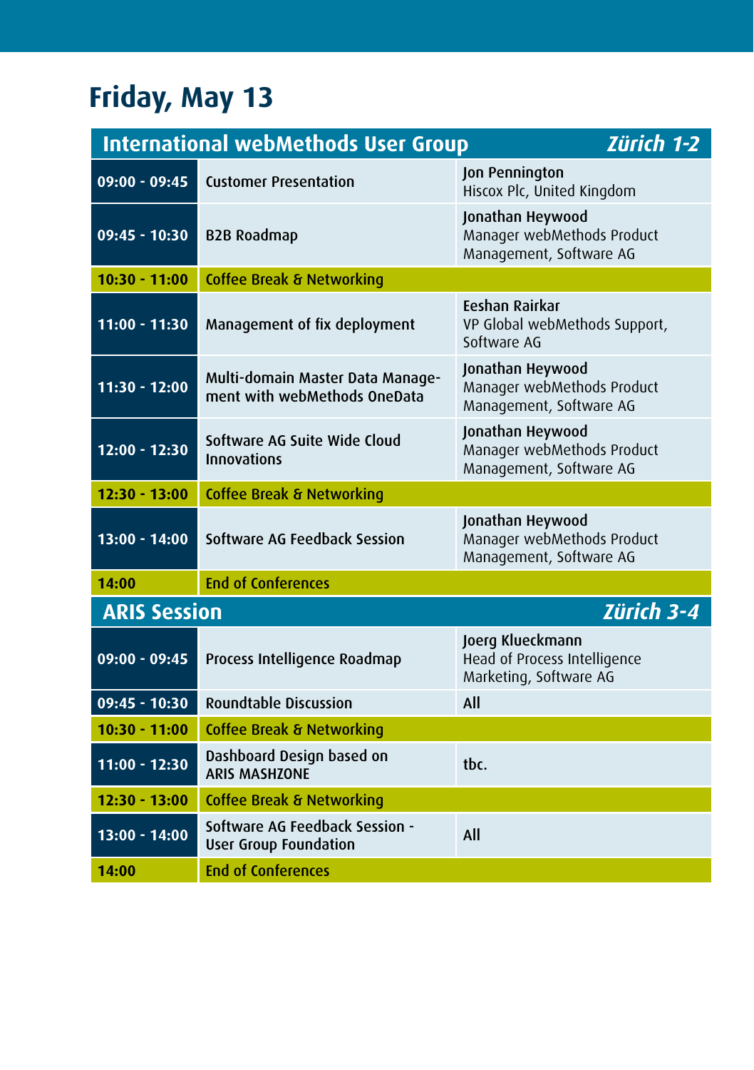# Friday, May 13

## International webMethods User Group — *Zürich 1-2*

| | | |
|---|---|---|
| **09:00 - 09:45** | Customer Presentation | Jon Pennington<br>Hiscox Plc, United Kingdom |
| **09:45 - 10:30** | B2B Roadmap | Jonathan Heywood<br>Manager webMethods Product Management, Software AG |
| **10:30 - 11:00** | Coffee Break & Networking | |
| **11:00 - 11:30** | Management of fix deployment | Eeshan Rairkar<br>VP Global webMethods Support, Software AG |
| **11:30 - 12:00** | Multi-domain Master Data Management with webMethods OneData | Jonathan Heywood<br>Manager webMethods Product Management, Software AG |
| **12:00 - 12:30** | Software AG Suite Wide Cloud Innovations | Jonathan Heywood<br>Manager webMethods Product Management, Software AG |
| **12:30 - 13:00** | Coffee Break & Networking | |
| **13:00 - 14:00** | Software AG Feedback Session | Jonathan Heywood<br>Manager webMethods Product Management, Software AG |
| **14:00** | End of Conferences | |

## ARIS Session — *Zürich 3-4*

| | | |
|---|---|---|
| **09:00 - 09:45** | Process Intelligence Roadmap | Joerg Klueckmann<br>Head of Process Intelligence Marketing, Software AG |
| **09:45 - 10:30** | Roundtable Discussion | All |
| **10:30 - 11:00** | Coffee Break & Networking | |
| **11:00 - 12:30** | Dashboard Design based on ARIS MASHZONE | tbc. |
| **12:30 - 13:00** | Coffee Break & Networking | |
| **13:00 - 14:00** | Software AG Feedback Session - User Group Foundation | All |
| **14:00** | End of Conferences | |